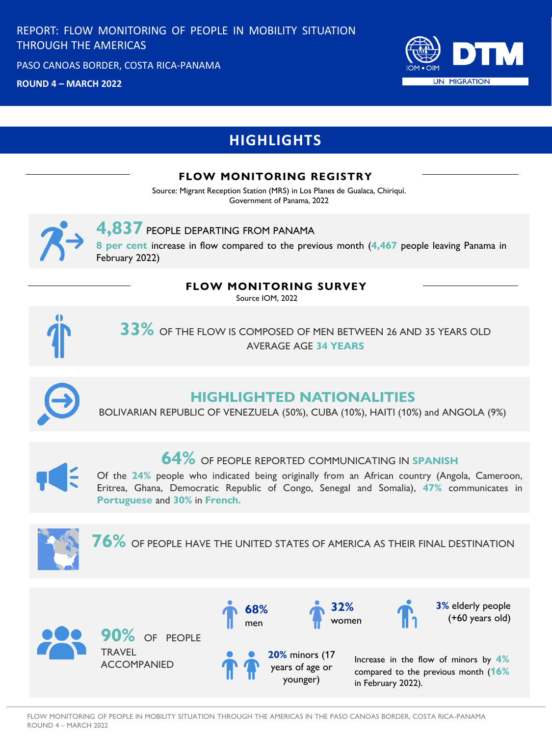# REPORT: FLOW MONITORING OF PEOPLE IN MOBILITY SITUATION THROUGH THE AMERICAS

PASO CANOAS BORDER, COSTA RICA-PANAMA

**ROUND 4 – MARCH 2022**

IOM • OIM **DTM** UN MIGRATION

## HIGHLIGHTS

### FLOW MONITORING REGISTRY

Source: Migrant Reception Station (MRS) in Los Planes de Gualaca, Chiriquí. Government of Panama, 2022

**4,837** PEOPLE DEPARTING FROM PANAMA

**8 per cent** increase in flow compared to the previous month (**4,467** people leaving Panama in February 2022)

### FLOW MONITORING SURVEY

Source IOM, 2022

**33%** OF THE FLOW IS COMPOSED OF MEN BETWEEN 26 AND 35 YEARS OLD

AVERAGE AGE **34 YEARS**

**HIGHLIGHTED NATIONALITIES**

BOLIVARIAN REPUBLIC OF VENEZUELA (50%), CUBA (10%), HAITI (10%) and ANGOLA (9%)

**64%** OF PEOPLE REPORTED COMMUNICATING IN **SPANISH**

Of the **24%** people who indicated being originally from an African country (Angola, Cameroon, Eritrea, Ghana, Democratic Republic of Congo, Senegal and Somalia), **47%** communicates in **Portuguese** and **30%** in **French.**

**76%** OF PEOPLE HAVE THE UNITED STATES OF AMERICA AS THEIR FINAL DESTINATION

**90%** OF PEOPLE TRAVEL ACCOMPANIED

**68%** men

**32%** women

**3%** elderly people (+60 years old)

**20%** minors (17 years of age or younger)

Increase in the flow of minors by **4%** compared to the previous month (**16%** in February 2022).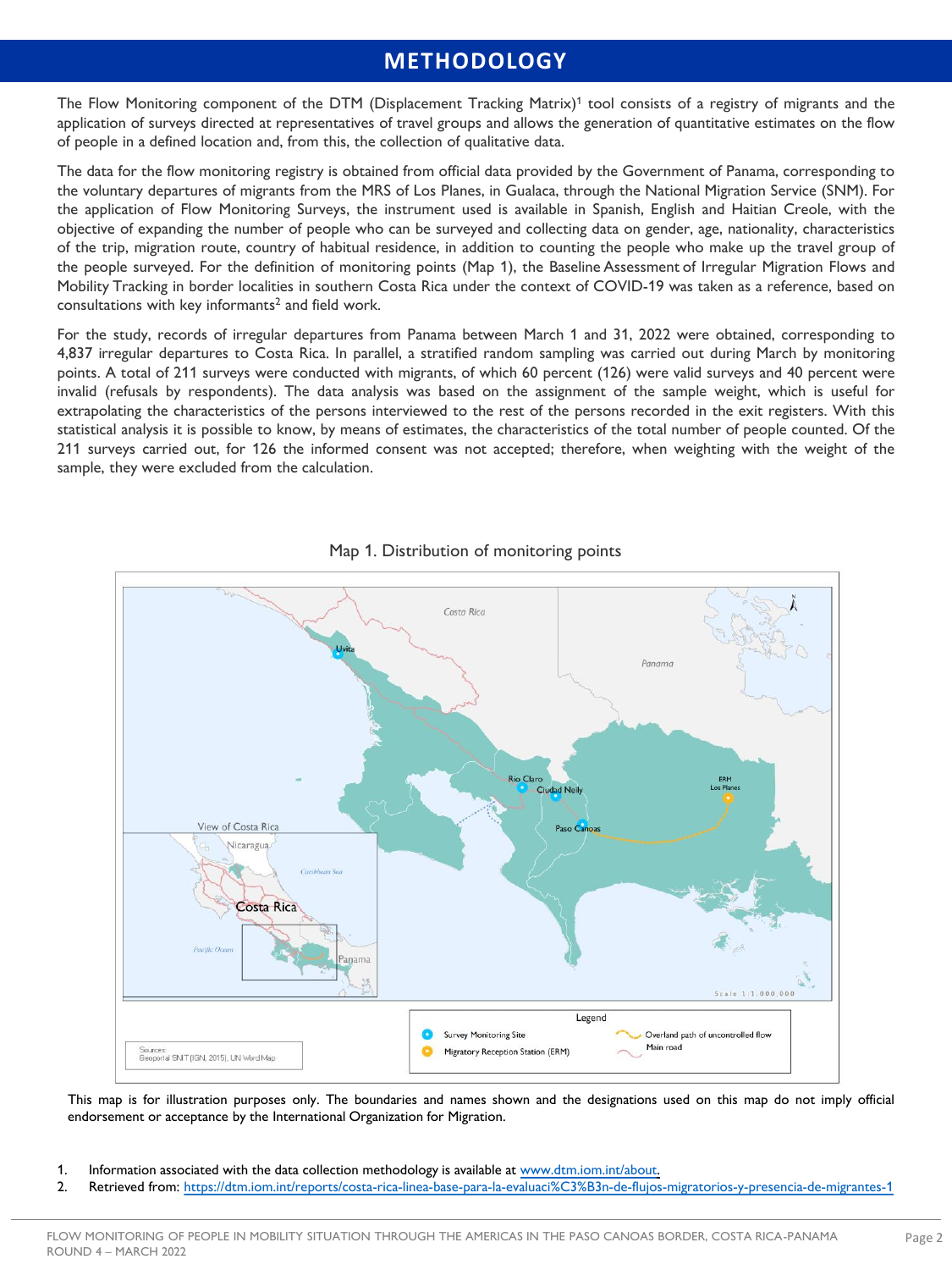# METHODOLOGY

The Flow Monitoring component of the DTM (Displacement Tracking Matrix)[1] tool consists of a registry of migrants and the application of surveys directed at representatives of travel groups and allows the generation of quantitative estimates on the flow of people in a defined location and, from this, the collection of qualitative data.

The data for the flow monitoring registry is obtained from official data provided by the Government of Panama, corresponding to the voluntary departures of migrants from the MRS of Los Planes, in Gualaca, through the National Migration Service (SNM). For the application of Flow Monitoring Surveys, the instrument used is available in Spanish, English and Haitian Creole, with the objective of expanding the number of people who can be surveyed and collecting data on gender, age, nationality, characteristics of the trip, migration route, country of habitual residence, in addition to counting the people who make up the travel group of the people surveyed. For the definition of monitoring points (Map 1), the Baseline Assessment of Irregular Migration Flows and Mobility Tracking in border localities in southern Costa Rica under the context of COVID-19 was taken as a reference, based on consultations with key informants[2] and field work.

For the study, records of irregular departures from Panama between March 1 and 31, 2022 were obtained, corresponding to 4,837 irregular departures to Costa Rica. In parallel, a stratified random sampling was carried out during March by monitoring points. A total of 211 surveys were conducted with migrants, of which 60 percent (126) were valid surveys and 40 percent were invalid (refusals by respondents). The data analysis was based on the assignment of the sample weight, which is useful for extrapolating the characteristics of the persons interviewed to the rest of the persons recorded in the exit registers. With this statistical analysis it is possible to know, by means of estimates, the characteristics of the total number of people counted. Of the 211 surveys carried out, for 126 the informed consent was not accepted; therefore, when weighting with the weight of the sample, they were excluded from the calculation.

Map 1. Distribution of monitoring points

Costa Rica, Panama, Uvita, Rio Claro, Ciudad Neily, Paso Canoas, ERM Los Planes, View of Costa Rica, Nicaragua, Caribbean Sea, Costa Rica, Pacific Ocean, Panama, Scale 1:1,000,000

Legend: Survey Monitoring Site; Migratory Reception Station (ERM); Overland path of uncontrolled flow; Main road

Sources: Geoportal SNIT (IGN, 2015), UN World Map

This map is for illustration purposes only. The boundaries and names shown and the designations used on this map do not imply official endorsement or acceptance by the International Organization for Migration.

1. Information associated with the data collection methodology is available at www.dtm.iom.int/about.
2. Retrieved from: https://dtm.iom.int/reports/costa-rica-linea-base-para-la-evaluaci%C3%B3n-de-flujos-migratorios-y-presencia-de-migrantes-1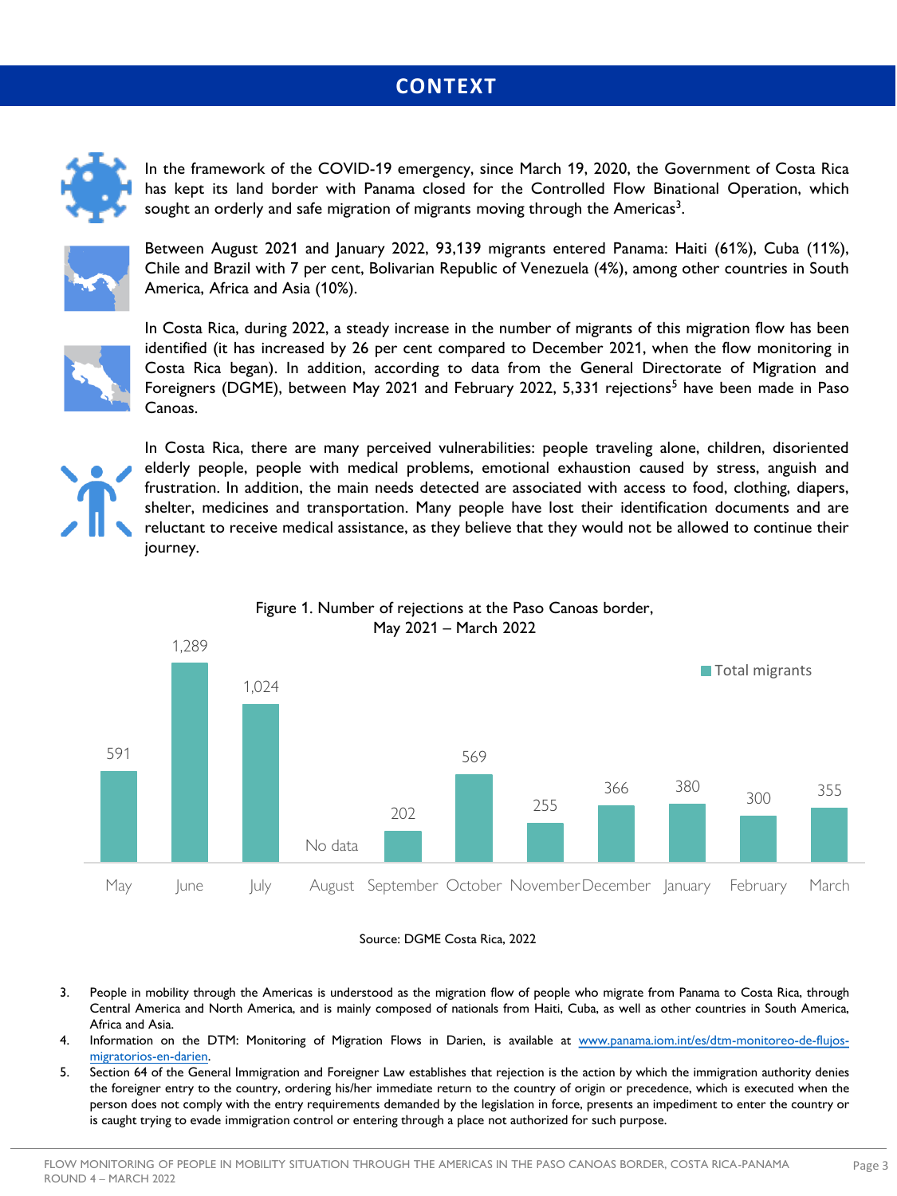## CONTEXT

In the framework of the COVID-19 emergency, since March 19, 2020, the Government of Costa Rica has kept its land border with Panama closed for the Controlled Flow Binational Operation, which sought an orderly and safe migration of migrants moving through the Americas[3].

Between August 2021 and January 2022, 93,139 migrants entered Panama: Haiti (61%), Cuba (11%), Chile and Brazil with 7 per cent, Bolivarian Republic of Venezuela (4%), among other countries in South America, Africa and Asia (10%).

In Costa Rica, during 2022, a steady increase in the number of migrants of this migration flow has been identified (it has increased by 26 per cent compared to December 2021, when the flow monitoring in Costa Rica began). In addition, according to data from the General Directorate of Migration and Foreigners (DGME), between May 2021 and February 2022, 5,331 rejections[5] have been made in Paso Canoas.

In Costa Rica, there are many perceived vulnerabilities: people traveling alone, children, disoriented elderly people, people with medical problems, emotional exhaustion caused by stress, anguish and frustration. In addition, the main needs detected are associated with access to food, clothing, diapers, shelter, medicines and transportation. Many people have lost their identification documents and are reluctant to receive medical assistance, as they believe that they would not be allowed to continue their journey.

Figure 1. Number of rejections at the Paso Canoas border, May 2021 – March 2022

| Month | Total migrants |
|---|---|
| May | 591 |
| June | 1,289 |
| July | 1,024 |
| August | No data |
| September | 202 |
| October | 569 |
| November | 255 |
| December | 366 |
| January | 380 |
| February | 300 |
| March | 355 |

Source: DGME Costa Rica, 2022

3. People in mobility through the Americas is understood as the migration flow of people who migrate from Panama to Costa Rica, through Central America and North America, and is mainly composed of nationals from Haiti, Cuba, as well as other countries in South America, Africa and Asia.
4. Information on the DTM: Monitoring of Migration Flows in Darien, is available at www.panama.iom.int/es/dtm-monitoreo-de-flujos-migratorios-en-darien.
5. Section 64 of the General Immigration and Foreigner Law establishes that rejection is the action by which the immigration authority denies the foreigner entry to the country, ordering his/her immediate return to the country of origin or precedence, which is executed when the person does not comply with the entry requirements demanded by the legislation in force, presents an impediment to enter the country or is caught trying to evade immigration control or entering through a place not authorized for such purpose.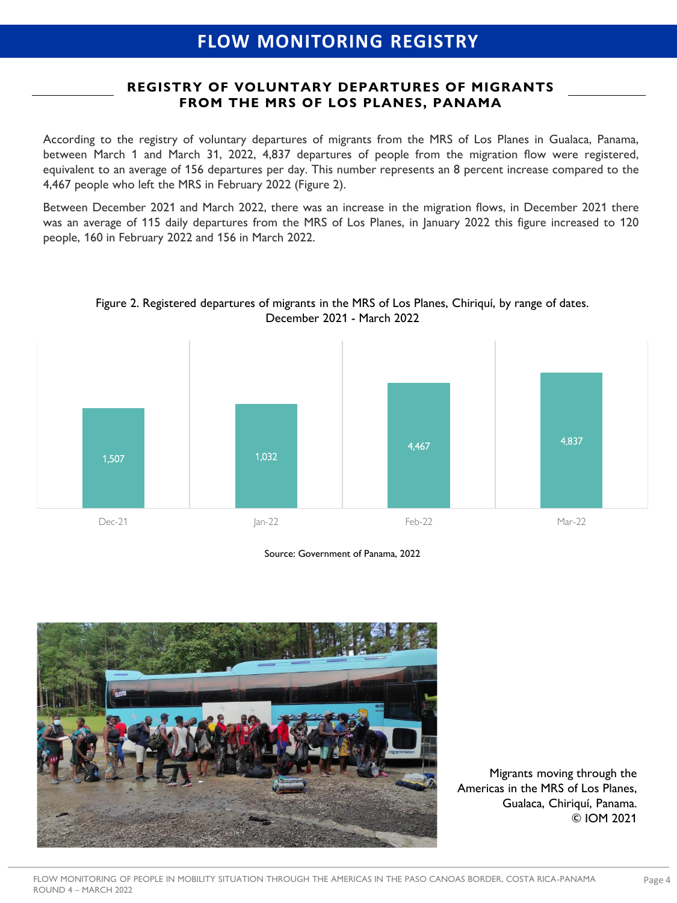## FLOW MONITORING REGISTRY

### REGISTRY OF VOLUNTARY DEPARTURES OF MIGRANTS FROM THE MRS OF LOS PLANES, PANAMA

According to the registry of voluntary departures of migrants from the MRS of Los Planes in Gualaca, Panama, between March 1 and March 31, 2022, 4,837 departures of people from the migration flow were registered, equivalent to an average of 156 departures per day. This number represents an 8 percent increase compared to the 4,467 people who left the MRS in February 2022 (Figure 2).

Between December 2021 and March 2022, there was an increase in the migration flows, in December 2021 there was an average of 115 daily departures from the MRS of Los Planes, in January 2022 this figure increased to 120 people, 160 in February 2022 and 156 in March 2022.

Figure 2. Registered departures of migrants in the MRS of Los Planes, Chiriquí, by range of dates. December 2021 - March 2022

| Month | Departures |
|---|---|
| Dec-21 | 1,507 |
| Jan-22 | 1,032 |
| Feb-22 | 4,467 |
| Mar-22 | 4,837 |

Source: Government of Panama, 2022

Migrants moving through the Americas in the MRS of Los Planes, Gualaca, Chiriquí, Panama. © IOM 2021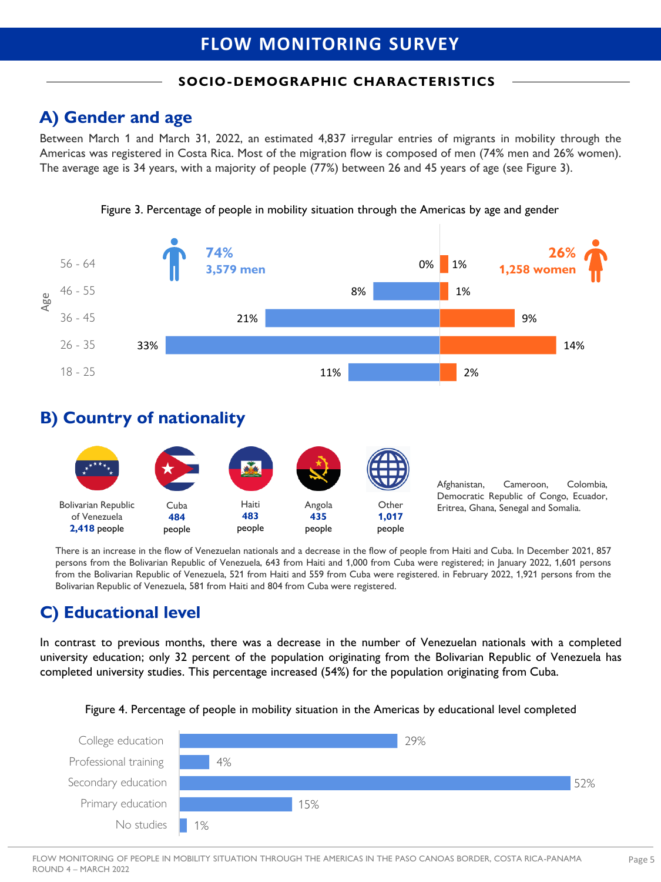# FLOW MONITORING SURVEY

## SOCIO-DEMOGRAPHIC CHARACTERISTICS

## A) Gender and age

Between March 1 and March 31, 2022, an estimated 4,837 irregular entries of migrants in mobility through the Americas was registered in Costa Rica. Most of the migration flow is composed of men (74% men and 26% women). The average age is 34 years, with a majority of people (77%) between 26 and 45 years of age (see Figure 3).

Figure 3. Percentage of people in mobility situation through the Americas by age and gender

| Age | Men (74%, 3,579 men) | Women (26%, 1,258 women) |
|---|---|---|
| 56 - 64 | 0% | 1% |
| 46 - 55 | 8% | 1% |
| 36 - 45 | 21% | 9% |
| 26 - 35 | 33% | 14% |
| 18 - 25 | 11% | 2% |

## B) Country of nationality

| Bolivarian Republic of Venezuela | Cuba | Haiti | Angola | Other |
|---|---|---|---|---|
| **2,418** people | **484** people | **483** people | **435** people | **1,017** people |

Other: Afghanistan, Cameroon, Colombia, Democratic Republic of Congo, Ecuador, Eritrea, Ghana, Senegal and Somalia.

There is an increase in the flow of Venezuelan nationals and a decrease in the flow of people from Haiti and Cuba. In December 2021, 857 persons from the Bolivarian Republic of Venezuela, 643 from Haiti and 1,000 from Cuba were registered; in January 2022, 1,601 persons from the Bolivarian Republic of Venezuela, 521 from Haiti and 559 from Cuba were registered. in February 2022, 1,921 persons from the Bolivarian Republic of Venezuela, 581 from Haiti and 804 from Cuba were registered.

## C) Educational level

In contrast to previous months, there was a decrease in the number of Venezuelan nationals with a completed university education; only 32 percent of the population originating from the Bolivarian Republic of Venezuela has completed university studies. This percentage increased (54%) for the population originating from Cuba.

Figure 4. Percentage of people in mobility situation in the Americas by educational level completed

| Educational level | Percentage |
|---|---|
| College education | 29% |
| Professional training | 4% |
| Secondary education | 52% |
| Primary education | 15% |
| No studies | 1% |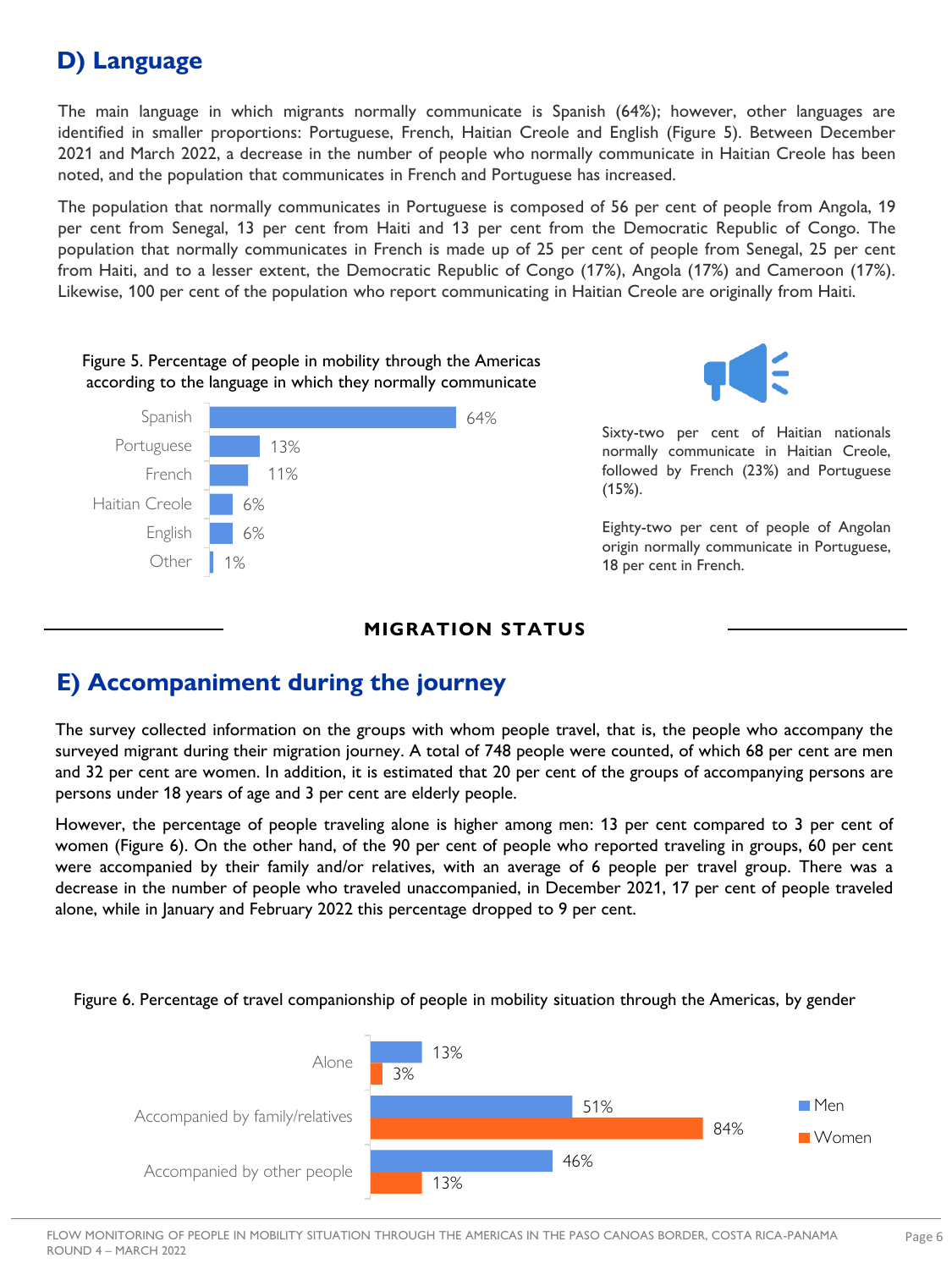## D) Language

The main language in which migrants normally communicate is Spanish (64%); however, other languages are identified in smaller proportions: Portuguese, French, Haitian Creole and English (Figure 5). Between December 2021 and March 2022, a decrease in the number of people who normally communicate in Haitian Creole has been noted, and the population that communicates in French and Portuguese has increased.

The population that normally communicates in Portuguese is composed of 56 per cent of people from Angola, 19 per cent from Senegal, 13 per cent from Haiti and 13 per cent from the Democratic Republic of Congo. The population that normally communicates in French is made up of 25 per cent of people from Senegal, 25 per cent from Haiti, and to a lesser extent, the Democratic Republic of Congo (17%), Angola (17%) and Cameroon (17%). Likewise, 100 per cent of the population who report communicating in Haitian Creole are originally from Haiti.

Figure 5. Percentage of people in mobility through the Americas according to the language in which they normally communicate

| Language | Percentage |
| --- | --- |
| Spanish | 64% |
| Portuguese | 13% |
| French | 11% |
| Haitian Creole | 6% |
| English | 6% |
| Other | 1% |

Sixty-two per cent of Haitian nationals normally communicate in Haitian Creole, followed by French (23%) and Portuguese (15%).

Eighty-two per cent of people of Angolan origin normally communicate in Portuguese, 18 per cent in French.

**MIGRATION STATUS**

## E) Accompaniment during the journey

The survey collected information on the groups with whom people travel, that is, the people who accompany the surveyed migrant during their migration journey. A total of 748 people were counted, of which 68 per cent are men and 32 per cent are women. In addition, it is estimated that 20 per cent of the groups of accompanying persons are persons under 18 years of age and 3 per cent are elderly people.

However, the percentage of people traveling alone is higher among men: 13 per cent compared to 3 per cent of women (Figure 6). On the other hand, of the 90 per cent of people who reported traveling in groups, 60 per cent were accompanied by their family and/or relatives, with an average of 6 people per travel group. There was a decrease in the number of people who traveled unaccompanied, in December 2021, 17 per cent of people traveled alone, while in January and February 2022 this percentage dropped to 9 per cent.

Figure 6. Percentage of travel companionship of people in mobility situation through the Americas, by gender

| | Men | Women |
| --- | --- | --- |
| Alone | 13% | 3% |
| Accompanied by family/relatives | 51% | 84% |
| Accompanied by other people | 46% | 13% |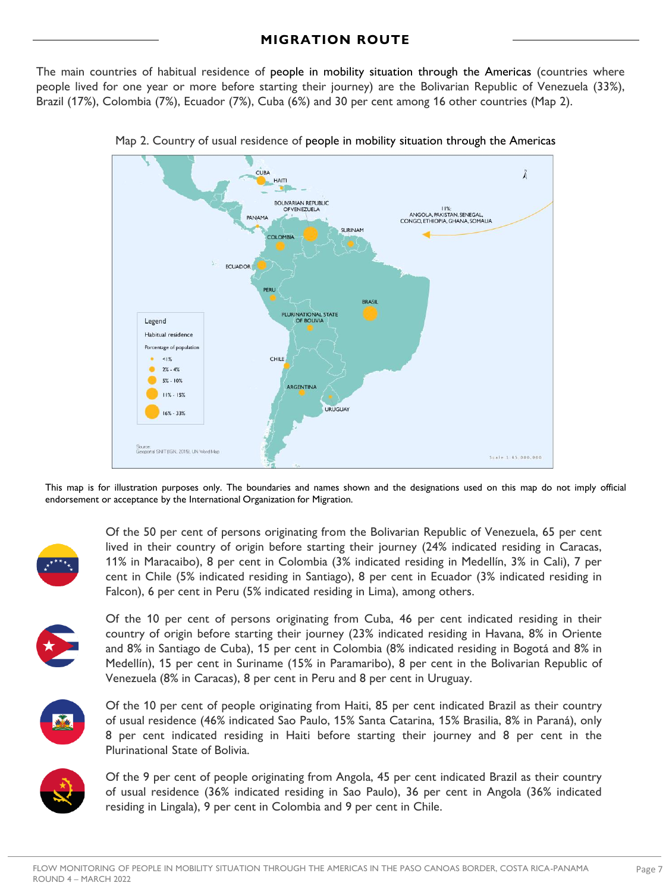## MIGRATION ROUTE

The main countries of habitual residence of people in mobility situation through the Americas (countries where people lived for one year or more before starting their journey) are the Bolivarian Republic of Venezuela (33%), Brazil (17%), Colombia (7%), Ecuador (7%), Cuba (6%) and 30 per cent among 16 other countries (Map 2).

Map 2. Country of usual residence of people in mobility situation through the Americas

This map is for illustration purposes only. The boundaries and names shown and the designations used on this map do not imply official endorsement or acceptance by the International Organization for Migration.

Of the 50 per cent of persons originating from the Bolivarian Republic of Venezuela, 65 per cent lived in their country of origin before starting their journey (24% indicated residing in Caracas, 11% in Maracaibo), 8 per cent in Colombia (3% indicated residing in Medellín, 3% in Cali), 7 per cent in Chile (5% indicated residing in Santiago), 8 per cent in Ecuador (3% indicated residing in Falcon), 6 per cent in Peru (5% indicated residing in Lima), among others.

Of the 10 per cent of persons originating from Cuba, 46 per cent indicated residing in their country of origin before starting their journey (23% indicated residing in Havana, 8% in Oriente and 8% in Santiago de Cuba), 15 per cent in Colombia (8% indicated residing in Bogotá and 8% in Medellín), 15 per cent in Suriname (15% in Paramaribo), 8 per cent in the Bolivarian Republic of Venezuela (8% in Caracas), 8 per cent in Peru and 8 per cent in Uruguay.

Of the 10 per cent of people originating from Haiti, 85 per cent indicated Brazil as their country of usual residence (46% indicated Sao Paulo, 15% Santa Catarina, 15% Brasilia, 8% in Paraná), only 8 per cent indicated residing in Haiti before starting their journey and 8 per cent in the Plurinational State of Bolivia.

Of the 9 per cent of people originating from Angola, 45 per cent indicated Brazil as their country of usual residence (36% indicated residing in Sao Paulo), 36 per cent in Angola (36% indicated residing in Lingala), 9 per cent in Colombia and 9 per cent in Chile.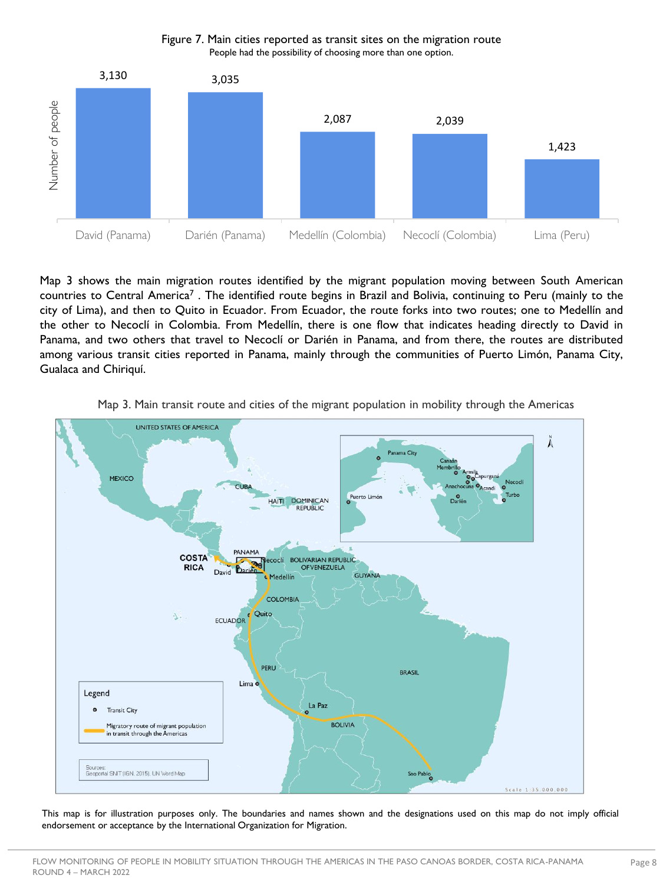Figure 7. Main cities reported as transit sites on the migration route

People had the possibility of choosing more than one option.

| City | Number of people |
| --- | --- |
| David (Panama) | 3,130 |
| Darién (Panama) | 3,035 |
| Medellín (Colombia) | 2,087 |
| Necoclí (Colombia) | 2,039 |
| Lima (Peru) | 1,423 |

Map 3 shows the main migration routes identified by the migrant population moving between South American countries to Central America[7] . The identified route begins in Brazil and Bolivia, continuing to Peru (mainly to the city of Lima), and then to Quito in Ecuador. From Ecuador, the route forks into two routes; one to Medellín and the other to Necoclí in Colombia. From Medellín, there is one flow that indicates heading directly to David in Panama, and two others that travel to Necoclí or Darién in Panama, and from there, the routes are distributed among various transit cities reported in Panama, mainly through the communities of Puerto Limón, Panama City, Gualaca and Chiriquí.

Map 3. Main transit route and cities of the migrant population in mobility through the Americas

This map is for illustration purposes only. The boundaries and names shown and the designations used on this map do not imply official endorsement or acceptance by the International Organization for Migration.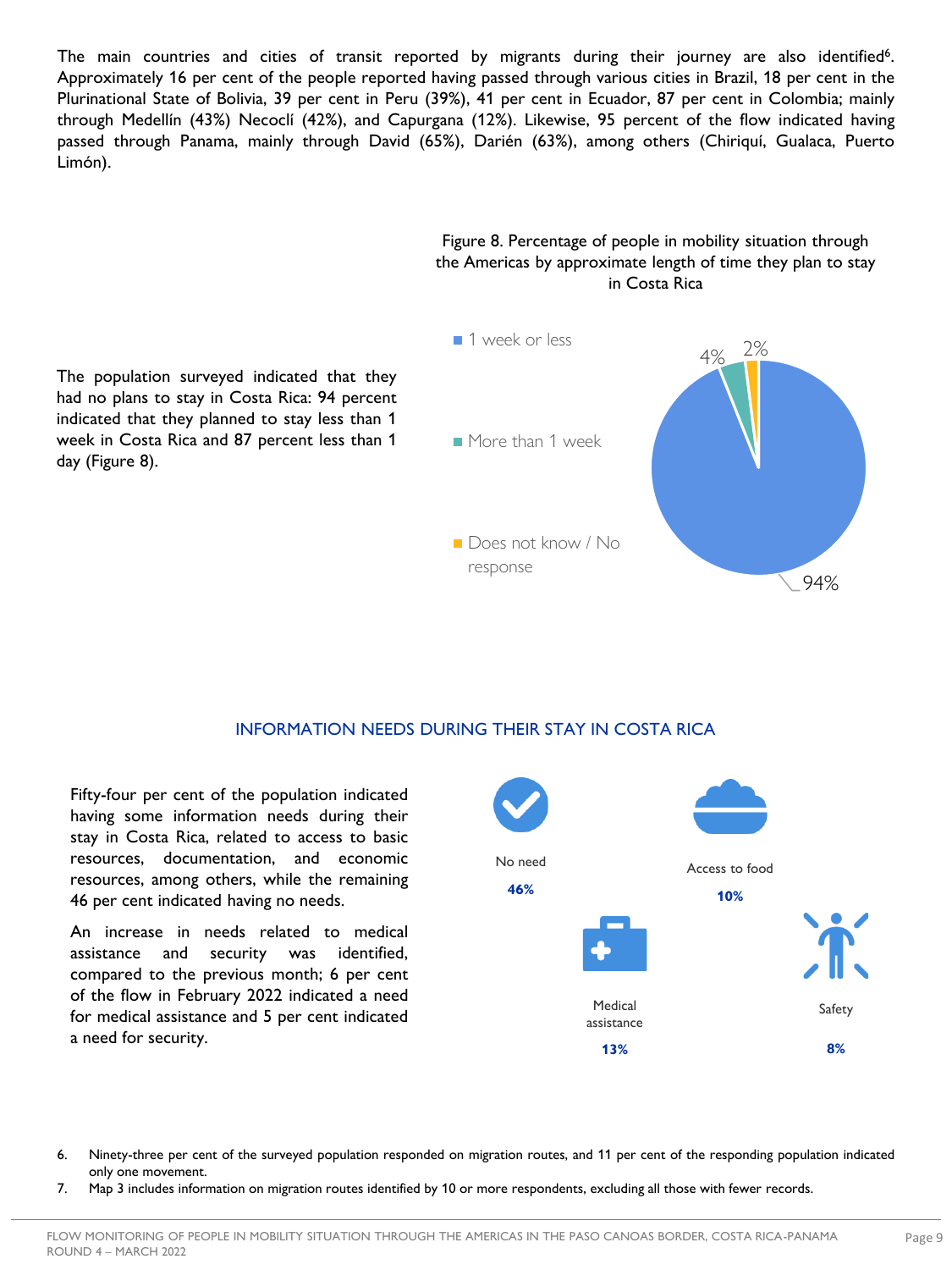The main countries and cities of transit reported by migrants during their journey are also identified[6]. Approximately 16 per cent of the people reported having passed through various cities in Brazil, 18 per cent in the Plurinational State of Bolivia, 39 per cent in Peru (39%), 41 per cent in Ecuador, 87 per cent in Colombia; mainly through Medellín (43%) Necoclí (42%), and Capurgana (12%). Likewise, 95 percent of the flow indicated having passed through Panama, mainly through David (65%), Darién (63%), among others (Chiriquí, Gualaca, Puerto Limón).

The population surveyed indicated that they had no plans to stay in Costa Rica: 94 percent indicated that they planned to stay less than 1 week in Costa Rica and 87 percent less than 1 day (Figure 8).

Figure 8. Percentage of people in mobility situation through the Americas by approximate length of time they plan to stay in Costa Rica

| Length of stay | Percentage |
|---|---|
| 1 week or less | 94% |
| More than 1 week | 4% |
| Does not know / No response | 2% |

## INFORMATION NEEDS DURING THEIR STAY IN COSTA RICA

Fifty-four per cent of the population indicated having some information needs during their stay in Costa Rica, related to access to basic resources, documentation, and economic resources, among others, while the remaining 46 per cent indicated having no needs.

An increase in needs related to medical assistance and security was identified, compared to the previous month; 6 per cent of the flow in February 2022 indicated a need for medical assistance and 5 per cent indicated a need for security.

| Need | Percentage |
|---|---|
| No need | **46%** |
| Access to food | **10%** |
| Medical assistance | **13%** |
| Safety | **8%** |

6. Ninety-three per cent of the surveyed population responded on migration routes, and 11 per cent of the responding population indicated only one movement.
7. Map 3 includes information on migration routes identified by 10 or more respondents, excluding all those with fewer records.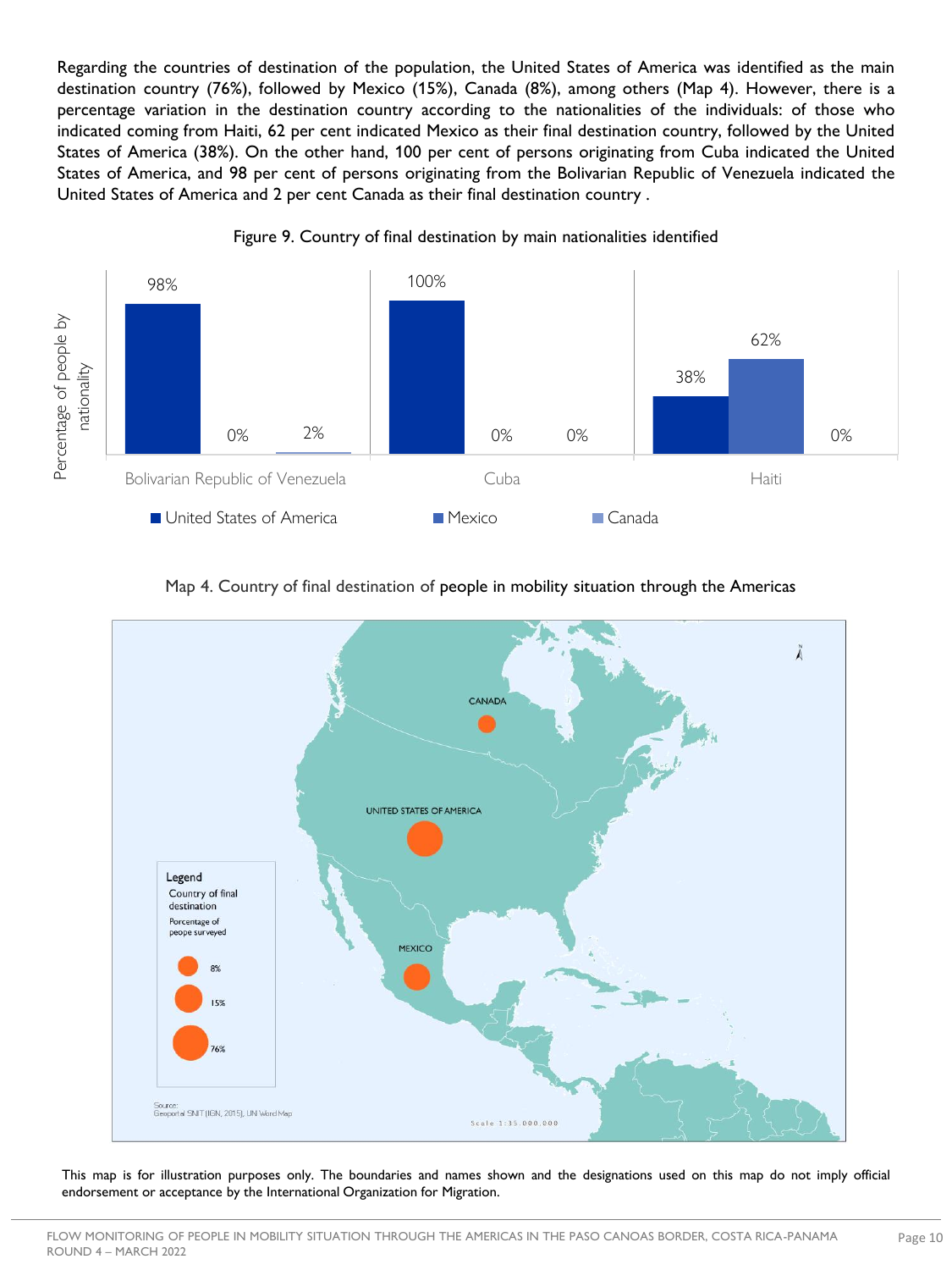Regarding the countries of destination of the population, the United States of America was identified as the main destination country (76%), followed by Mexico (15%), Canada (8%), among others (Map 4). However, there is a percentage variation in the destination country according to the nationalities of the individuals: of those who indicated coming from Haiti, 62 per cent indicated Mexico as their final destination country, followed by the United States of America (38%). On the other hand, 100 per cent of persons originating from Cuba indicated the United States of America, and 98 per cent of persons originating from the Bolivarian Republic of Venezuela indicated the United States of America and 2 per cent Canada as their final destination country .

Figure 9. Country of final destination by main nationalities identified

| Nationality | United States of America | Mexico | Canada |
|---|---|---|---|
| Bolivarian Republic of Venezuela | 98% | 0% | 2% |
| Cuba | 100% | 0% | 0% |
| Haiti | 38% | 62% | 0% |

Map 4. Country of final destination of people in mobility situation through the Americas

This map is for illustration purposes only. The boundaries and names shown and the designations used on this map do not imply official endorsement or acceptance by the International Organization for Migration.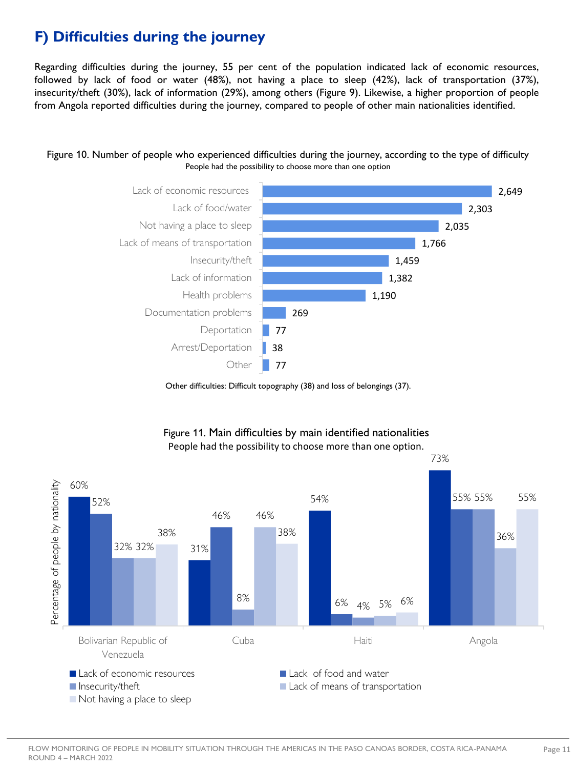## F) Difficulties during the journey

Regarding difficulties during the journey, 55 per cent of the population indicated lack of economic resources, followed by lack of food or water (48%), not having a place to sleep (42%), lack of transportation (37%), insecurity/theft (30%), lack of information (29%), among others (Figure 9). Likewise, a higher proportion of people from Angola reported difficulties during the journey, compared to people of other main nationalities identified.

Figure 10. Number of people who experienced difficulties during the journey, according to the type of difficulty
People had the possibility to choose more than one option

| Type of difficulty | Number of people |
|---|---|
| Lack of economic resources | 2,649 |
| Lack of food/water | 2,303 |
| Not having a place to sleep | 2,035 |
| Lack of means of transportation | 1,766 |
| Insecurity/theft | 1,459 |
| Lack of information | 1,382 |
| Health problems | 1,190 |
| Documentation problems | 269 |
| Deportation | 77 |
| Arrest/Deportation | 38 |
| Other | 77 |

Other difficulties: Difficult topography (38) and loss of belongings (37).

Figure 11. Main difficulties by main identified nationalities
People had the possibility to choose more than one option.

| Nationality | Lack of economic resources | Lack of food and water | Insecurity/theft | Lack of means of transportation | Not having a place to sleep |
|---|---|---|---|---|---|
| Bolivarian Republic of Venezuela | 60% | 52% | 32% | 32% | 38% |
| Cuba | 31% | 46% | 8% | 46% | 38% |
| Haiti | 54% | 6% | 4% | 5% | 6% |
| Angola | 73% | 55% | 55% | 36% | 55% |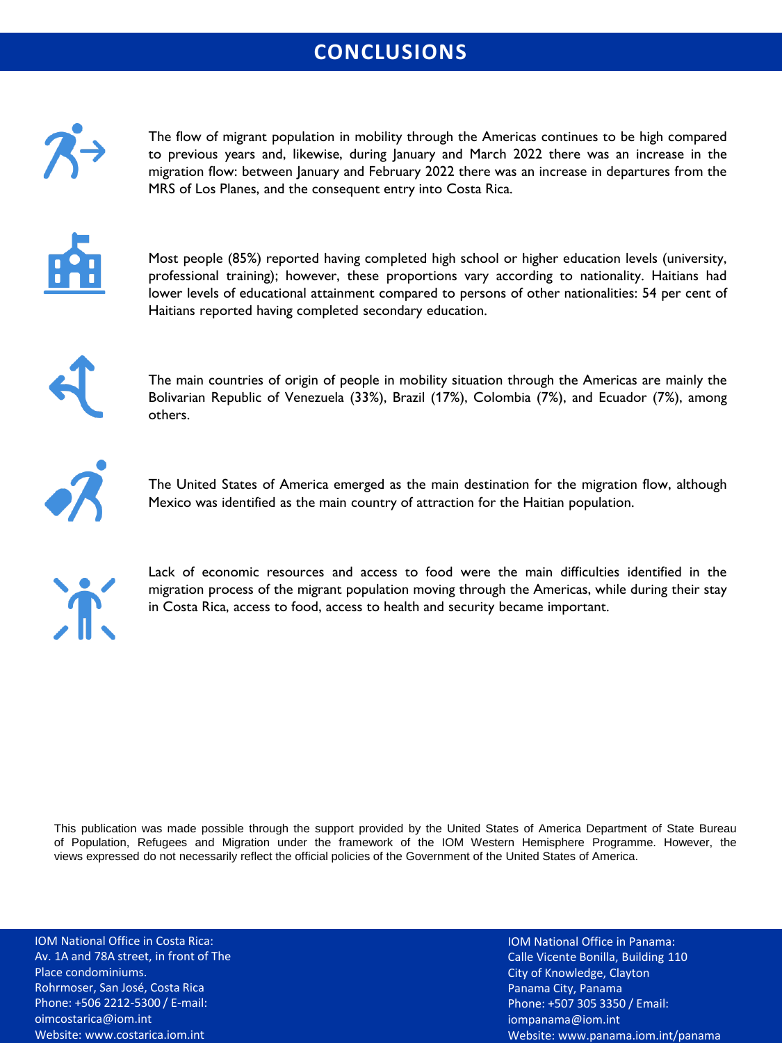# CONCLUSIONS

The flow of migrant population in mobility through the Americas continues to be high compared to previous years and, likewise, during January and March 2022 there was an increase in the migration flow: between January and February 2022 there was an increase in departures from the MRS of Los Planes, and the consequent entry into Costa Rica.

Most people (85%) reported having completed high school or higher education levels (university, professional training); however, these proportions vary according to nationality. Haitians had lower levels of educational attainment compared to persons of other nationalities: 54 per cent of Haitians reported having completed secondary education.

The main countries of origin of people in mobility situation through the Americas are mainly the Bolivarian Republic of Venezuela (33%), Brazil (17%), Colombia (7%), and Ecuador (7%), among others.

The United States of America emerged as the main destination for the migration flow, although Mexico was identified as the main country of attraction for the Haitian population.

Lack of economic resources and access to food were the main difficulties identified in the migration process of the migrant population moving through the Americas, while during their stay in Costa Rica, access to food, access to health and security became important.

This publication was made possible through the support provided by the United States of America Department of State Bureau of Population, Refugees and Migration under the framework of the IOM Western Hemisphere Programme. However, the views expressed do not necessarily reflect the official policies of the Government of the United States of America.

IOM National Office in Costa Rica:
Av. 1A and 78A street, in front of The Place condominiums.
Rohrmoser, San José, Costa Rica
Phone: +506 2212-5300 / E-mail: oimcostarica@iom.int
Website: www.costarica.iom.int

IOM National Office in Panama:
Calle Vicente Bonilla, Building 110
City of Knowledge, Clayton
Panama City, Panama
Phone: +507 305 3350 / Email: iompanama@iom.int
Website: www.panama.iom.int/panama